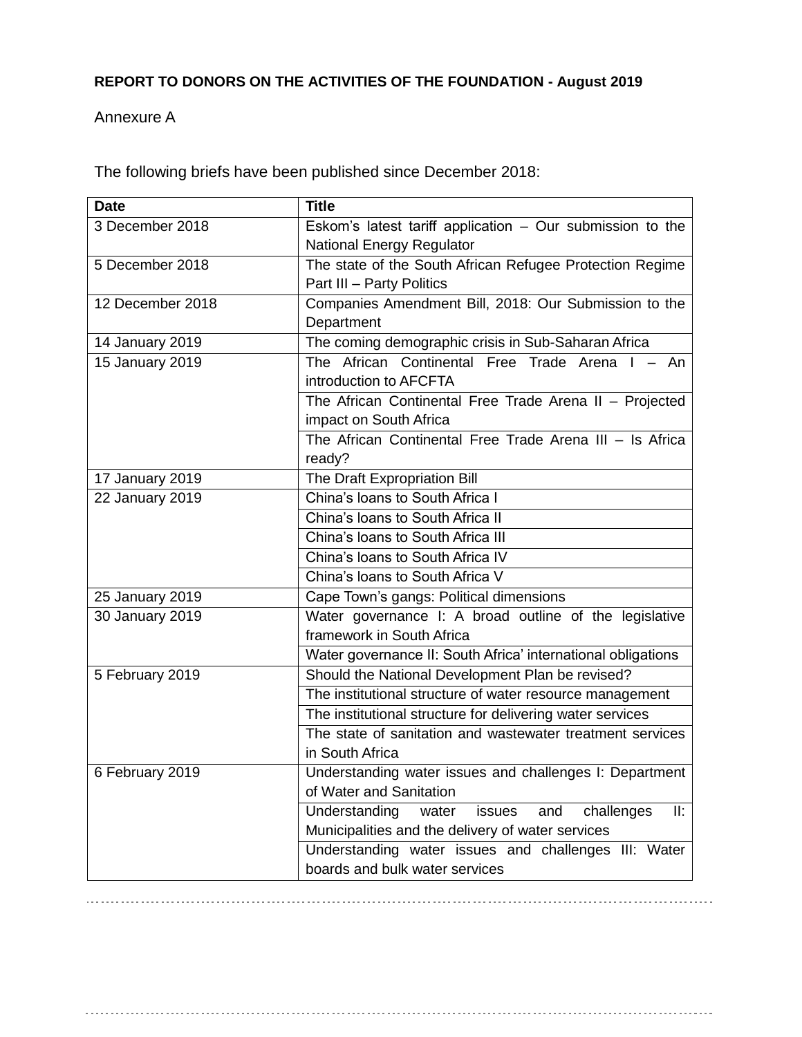**REPORT TO DONORS ON THE ACTIVITIES OF THE FOUNDATION - August 2019**

Annexure A

The following briefs have been published since December 2018:

| Date | Title |
|---|---|
| 3 December 2018 | Eskom's latest tariff application – Our submission to the National Energy Regulator |
| 5 December 2018 | The state of the South African Refugee Protection Regime Part III – Party Politics |
| 12 December 2018 | Companies Amendment Bill, 2018: Our Submission to the Department |
| 14 January 2019 | The coming demographic crisis in Sub-Saharan Africa |
| 15 January 2019 | The African Continental Free Trade Arena I – An introduction to AFCFTA |
| | The African Continental Free Trade Arena II – Projected impact on South Africa |
| | The African Continental Free Trade Arena III – Is Africa ready? |
| 17 January 2019 | The Draft Expropriation Bill |
| 22 January 2019 | China's loans to South Africa I |
| | China's loans to South Africa II |
| | China's loans to South Africa III |
| | China's loans to South Africa IV |
| | China's loans to South Africa V |
| 25 January 2019 | Cape Town's gangs: Political dimensions |
| 30 January 2019 | Water governance I: A broad outline of the legislative framework in South Africa |
| | Water governance II: South Africa' international obligations |
| 5 February 2019 | Should the National Development Plan be revised? |
| | The institutional structure of water resource management |
| | The institutional structure for delivering water services |
| | The state of sanitation and wastewater treatment services in South Africa |
| 6 February 2019 | Understanding water issues and challenges I: Department of Water and Sanitation |
| | Understanding water issues and challenges II: Municipalities and the delivery of water services |
| | Understanding water issues and challenges III: Water boards and bulk water services |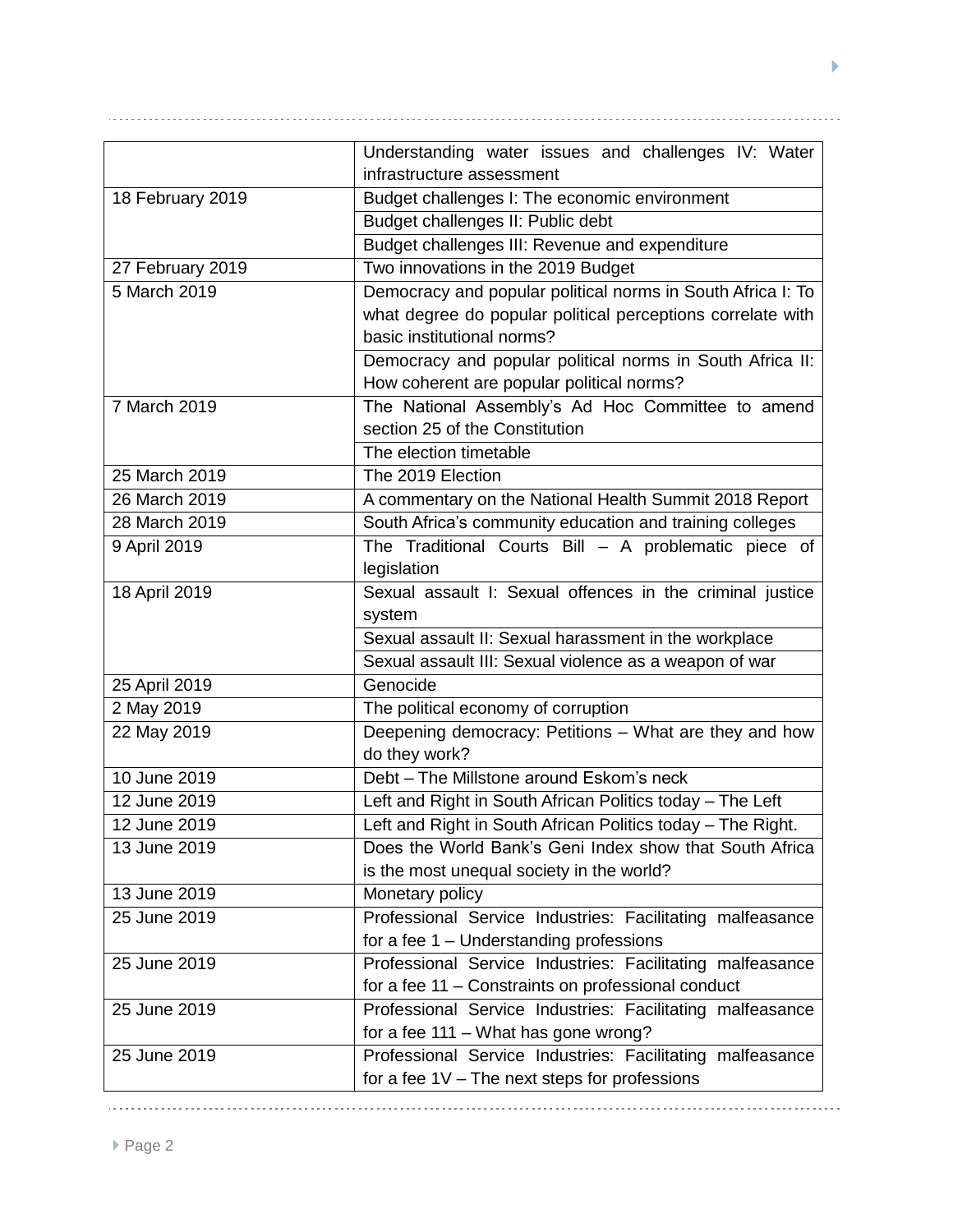| | |
|---|---|
| | Understanding water issues and challenges IV: Water infrastructure assessment |
| 18 February 2019 | Budget challenges I: The economic environment |
| | Budget challenges II: Public debt |
| | Budget challenges III: Revenue and expenditure |
| 27 February 2019 | Two innovations in the 2019 Budget |
| 5 March 2019 | Democracy and popular political norms in South Africa I: To what degree do popular political perceptions correlate with basic institutional norms? |
| | Democracy and popular political norms in South Africa II: How coherent are popular political norms? |
| 7 March 2019 | The National Assembly's Ad Hoc Committee to amend section 25 of the Constitution |
| | The election timetable |
| 25 March 2019 | The 2019 Election |
| 26 March 2019 | A commentary on the National Health Summit 2018 Report |
| 28 March 2019 | South Africa's community education and training colleges |
| 9 April 2019 | The Traditional Courts Bill – A problematic piece of legislation |
| 18 April 2019 | Sexual assault I: Sexual offences in the criminal justice system |
| | Sexual assault II: Sexual harassment in the workplace |
| | Sexual assault III: Sexual violence as a weapon of war |
| 25 April 2019 | Genocide |
| 2 May 2019 | The political economy of corruption |
| 22 May 2019 | Deepening democracy: Petitions – What are they and how do they work? |
| 10 June 2019 | Debt – The Millstone around Eskom's neck |
| 12 June 2019 | Left and Right in South African Politics today – The Left |
| 12 June 2019 | Left and Right in South African Politics today – The Right. |
| 13 June 2019 | Does the World Bank's Geni Index show that South Africa is the most unequal society in the world? |
| 13 June 2019 | Monetary policy |
| 25 June 2019 | Professional Service Industries: Facilitating malfeasance for a fee 1 – Understanding professions |
| 25 June 2019 | Professional Service Industries: Facilitating malfeasance for a fee 11 – Constraints on professional conduct |
| 25 June 2019 | Professional Service Industries: Facilitating malfeasance for a fee 111 – What has gone wrong? |
| 25 June 2019 | Professional Service Industries: Facilitating malfeasance for a fee 1V – The next steps for professions |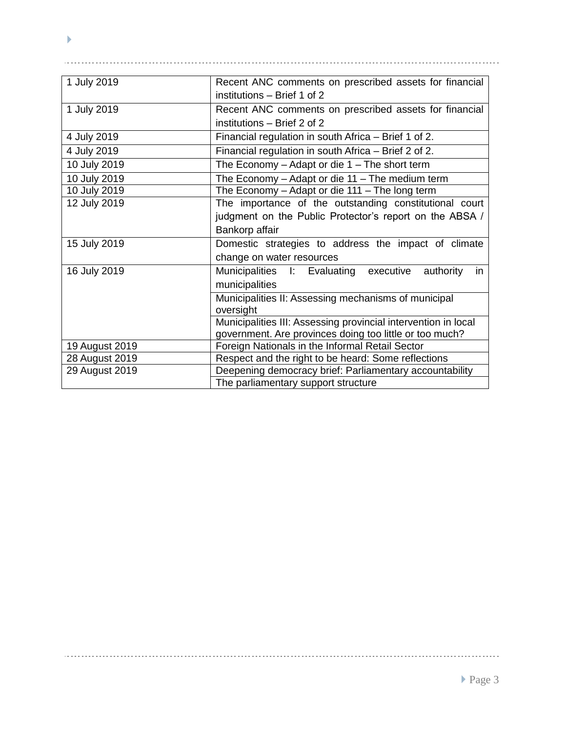| | |
|---|---|
| 1 July 2019 | Recent ANC comments on prescribed assets for financial institutions – Brief 1 of 2 |
| 1 July 2019 | Recent ANC comments on prescribed assets for financial institutions – Brief 2 of 2 |
| 4 July 2019 | Financial regulation in south Africa – Brief 1 of 2. |
| 4 July 2019 | Financial regulation in south Africa – Brief 2 of 2. |
| 10 July 2019 | The Economy – Adapt or die 1 – The short term |
| 10 July 2019 | The Economy – Adapt or die 11 – The medium term |
| 10 July 2019 | The Economy – Adapt or die 111 – The long term |
| 12 July 2019 | The importance of the outstanding constitutional court judgment on the Public Protector's report on the ABSA / Bankorp affair |
| 15 July 2019 | Domestic strategies to address the impact of climate change on water resources |
| 16 July 2019 | Municipalities I: Evaluating executive authority in municipalities |
| | Municipalities II: Assessing mechanisms of municipal oversight |
| | Municipalities III: Assessing provincial intervention in local government. Are provinces doing too little or too much? |
| 19 August 2019 | Foreign Nationals in the Informal Retail Sector |
| 28 August 2019 | Respect and the right to be heard: Some reflections |
| 29 August 2019 | Deepening democracy brief: Parliamentary accountability |
| | The parliamentary support structure |